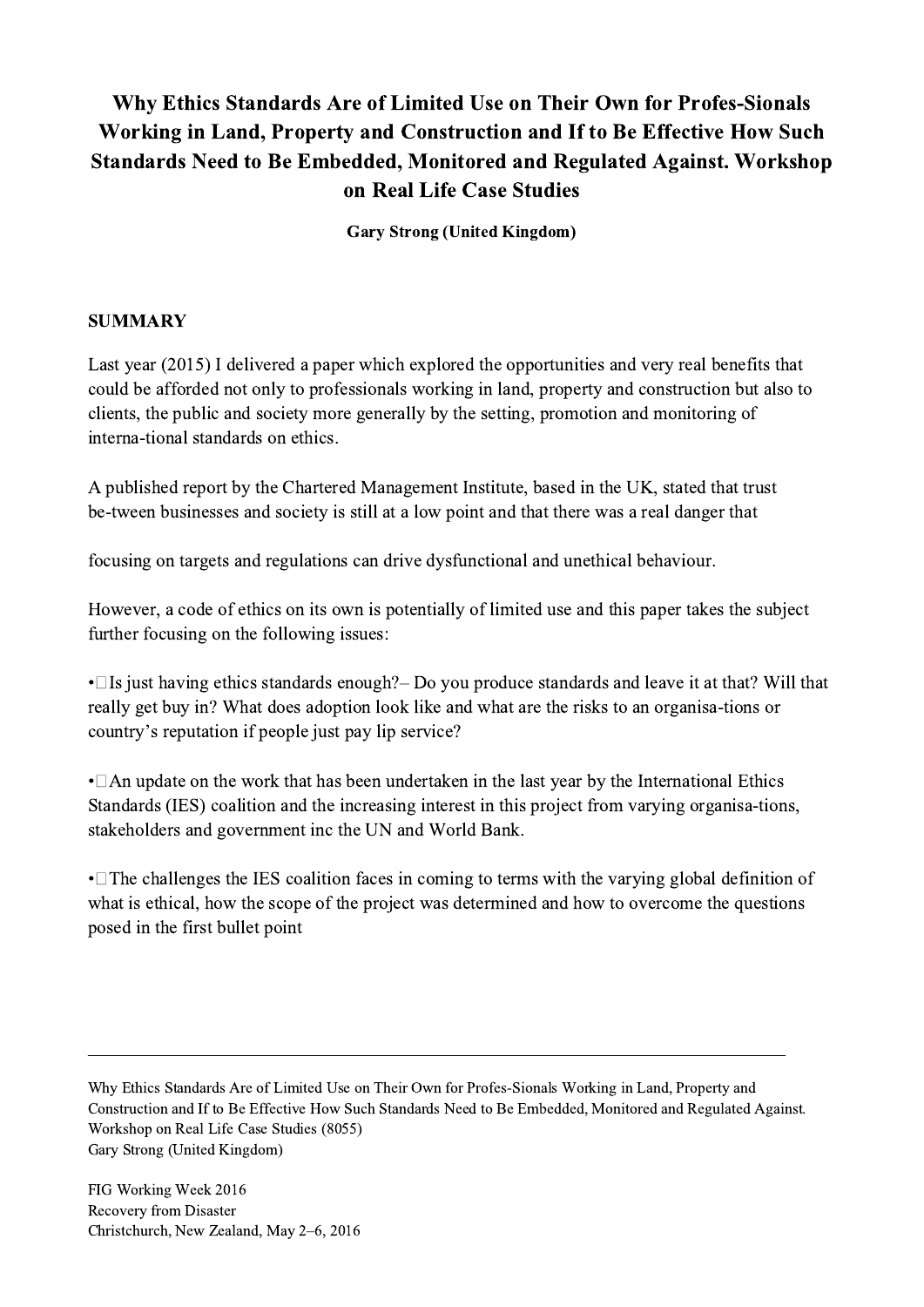# Why Ethics Standards Are of Limited Use on Their Own for Profes-Sionals Working in Land, Property and Construction and If to Be Effective How Such Standards Need to Be Embedded, Monitored and Regulated Against. Workshop on Real Life Case Studies

**Gary Strong (United Kingdom)**

## SUMMARY

Last year (2015) I delivered a paper which explored the opportunities and very real benefits that could be afforded not only to professionals working in land, property and construction but also to clients, the public and society more generally by the setting, promotion and monitoring of interna-tional standards on ethics.

A published report by the Chartered Management Institute, based in the UK, stated that trust be-tween businesses and society is still at a low point and that there was a real danger that

focusing on targets and regulations can drive dysfunctional and unethical behaviour.

However, a code of ethics on its own is potentially of limited use and this paper takes the subject further focusing on the following issues:

- Is just having ethics standards enough?– Do you produce standards and leave it at that? Will that really get buy in? What does adoption look like and what are the risks to an organisa-tions or country's reputation if people just pay lip service?

- An update on the work that has been undertaken in the last year by the International Ethics Standards (IES) coalition and the increasing interest in this project from varying organisa-tions, stakeholders and government inc the UN and World Bank.

- The challenges the IES coalition faces in coming to terms with the varying global definition of what is ethical, how the scope of the project was determined and how to overcome the questions posed in the first bullet point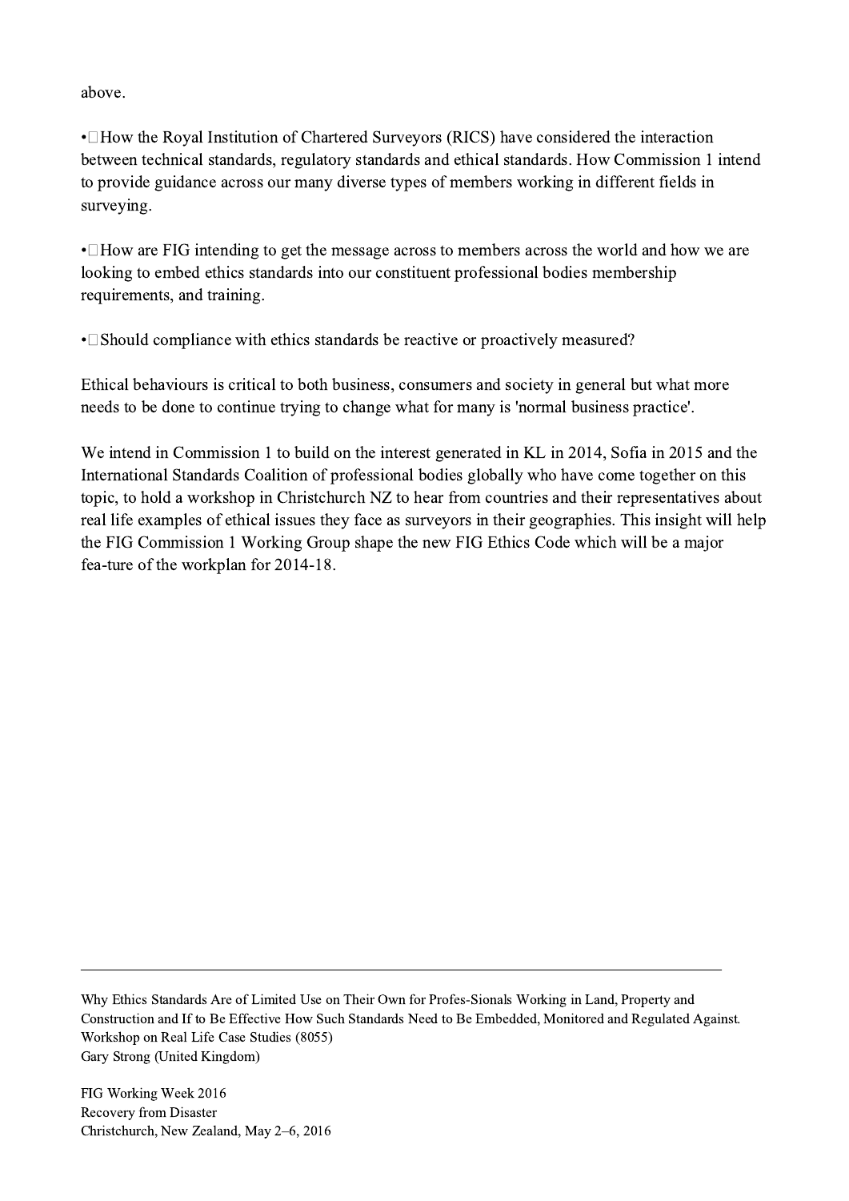above.

- How the Royal Institution of Chartered Surveyors (RICS) have considered the interaction between technical standards, regulatory standards and ethical standards. How Commission 1 intend to provide guidance across our many diverse types of members working in different fields in surveying.

- How are FIG intending to get the message across to members across the world and how we are looking to embed ethics standards into our constituent professional bodies membership requirements, and training.

- Should compliance with ethics standards be reactive or proactively measured?

Ethical behaviours is critical to both business, consumers and society in general but what more needs to be done to continue trying to change what for many is 'normal business practice'.

We intend in Commission 1 to build on the interest generated in KL in 2014, Sofia in 2015 and the International Standards Coalition of professional bodies globally who have come together on this topic, to hold a workshop in Christchurch NZ to hear from countries and their representatives about real life examples of ethical issues they face as surveyors in their geographies. This insight will help the FIG Commission 1 Working Group shape the new FIG Ethics Code which will be a major fea-ture of the workplan for 2014-18.